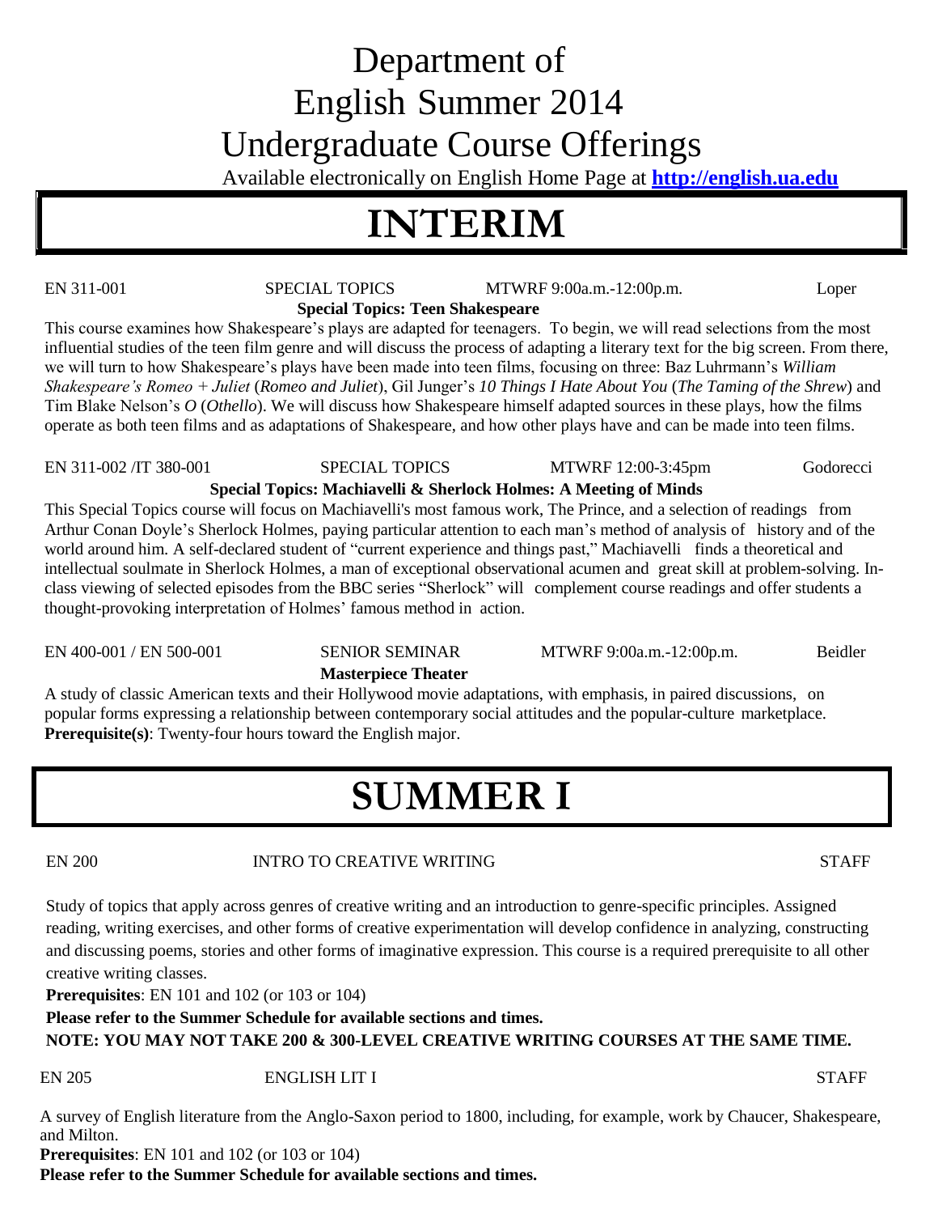# Department of English Summer 2014 Undergraduate Course Offerings

Available electronically on English Home Page at **http://english.ua.edu**

# INTERIM

EN 311-001 SPECIAL TOPICS MTWRF 9:00a.m.-12:00p.m. Loper

**Special Topics: Teen Shakespeare**

This course examines how Shakespeare's plays are adapted for teenagers. To begin, we will read selections from the most influential studies of the teen film genre and will discuss the process of adapting a literary text for the big screen. From there, we will turn to how Shakespeare's plays have been made into teen films, focusing on three: Baz Luhrmann's *William Shakespeare's Romeo + Juliet* (*Romeo and Juliet*), Gil Junger's *10 Things I Hate About You* (*The Taming of the Shrew*) and Tim Blake Nelson's *O* (*Othello*). We will discuss how Shakespeare himself adapted sources in these plays, how the films operate as both teen films and as adaptations of Shakespeare, and how other plays have and can be made into teen films.

EN 311-002 /IT 380-001 SPECIAL TOPICS MTWRF 12:00-3:45pm Godorecci

**Special Topics: Machiavelli & Sherlock Holmes: A Meeting of Minds**

This Special Topics course will focus on Machiavelli's most famous work, The Prince, and a selection of readings from Arthur Conan Doyle's Sherlock Holmes, paying particular attention to each man's method of analysis of history and of the world around him. A self-declared student of "current experience and things past," Machiavelli finds a theoretical and intellectual soulmate in Sherlock Holmes, a man of exceptional observational acumen and great skill at problem-solving. In-class viewing of selected episodes from the BBC series "Sherlock" will complement course readings and offer students a thought-provoking interpretation of Holmes' famous method in action.

EN 400-001 / EN 500-001 SENIOR SEMINAR MTWRF 9:00a.m.-12:00p.m. Beidler

**Masterpiece Theater**

A study of classic American texts and their Hollywood movie adaptations, with emphasis, in paired discussions, on popular forms expressing a relationship between contemporary social attitudes and the popular-culture marketplace.
**Prerequisite(s)**: Twenty-four hours toward the English major.

# SUMMER I

EN 200 INTRO TO CREATIVE WRITING STAFF

Study of topics that apply across genres of creative writing and an introduction to genre-specific principles. Assigned reading, writing exercises, and other forms of creative experimentation will develop confidence in analyzing, constructing and discussing poems, stories and other forms of imaginative expression. This course is a required prerequisite to all other creative writing classes.
**Prerequisites**: EN 101 and 102 (or 103 or 104)
**Please refer to the Summer Schedule for available sections and times.**
**NOTE: YOU MAY NOT TAKE 200 & 300-LEVEL CREATIVE WRITING COURSES AT THE SAME TIME.**

EN 205 ENGLISH LIT I STAFF

A survey of English literature from the Anglo-Saxon period to 1800, including, for example, work by Chaucer, Shakespeare, and Milton.
**Prerequisites**: EN 101 and 102 (or 103 or 104)
**Please refer to the Summer Schedule for available sections and times.**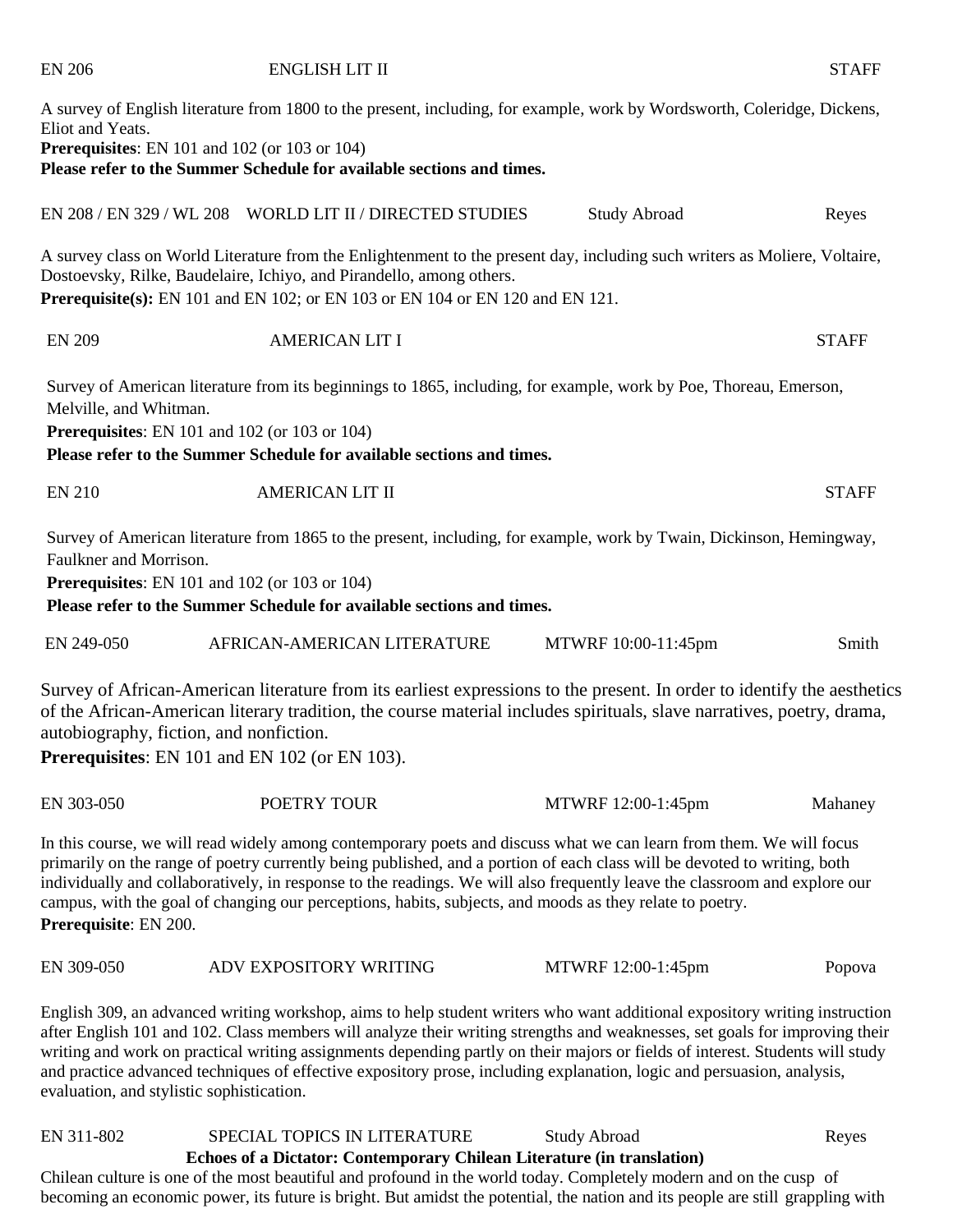**EN 206 — ENGLISH LIT II — STAFF**

A survey of English literature from 1800 to the present, including, for example, work by Wordsworth, Coleridge, Dickens, Eliot and Yeats.
**Prerequisites**: EN 101 and 102 (or 103 or 104)
**Please refer to the Summer Schedule for available sections and times.**

**EN 208 / EN 329 / WL 208 — WORLD LIT II / DIRECTED STUDIES — Study Abroad — Reyes**

A survey class on World Literature from the Enlightenment to the present day, including such writers as Moliere, Voltaire, Dostoevsky, Rilke, Baudelaire, Ichiyo, and Pirandello, among others.
**Prerequisite(s):** EN 101 and EN 102; or EN 103 or EN 104 or EN 120 and EN 121.

**EN 209 — AMERICAN LIT I — STAFF**

Survey of American literature from its beginnings to 1865, including, for example, work by Poe, Thoreau, Emerson, Melville, and Whitman.
**Prerequisites**: EN 101 and 102 (or 103 or 104)
**Please refer to the Summer Schedule for available sections and times.**

**EN 210 — AMERICAN LIT II — STAFF**

Survey of American literature from 1865 to the present, including, for example, work by Twain, Dickinson, Hemingway, Faulkner and Morrison.
**Prerequisites**: EN 101 and 102 (or 103 or 104)
**Please refer to the Summer Schedule for available sections and times.**

**EN 249-050 — AFRICAN-AMERICAN LITERATURE — MTWRF 10:00-11:45pm — Smith**

Survey of African-American literature from its earliest expressions to the present. In order to identify the aesthetics of the African-American literary tradition, the course material includes spirituals, slave narratives, poetry, drama, autobiography, fiction, and nonfiction.
**Prerequisites**: EN 101 and EN 102 (or EN 103).

**EN 303-050 — POETRY TOUR — MTWRF 12:00-1:45pm — Mahaney**

In this course, we will read widely among contemporary poets and discuss what we can learn from them. We will focus primarily on the range of poetry currently being published, and a portion of each class will be devoted to writing, both individually and collaboratively, in response to the readings. We will also frequently leave the classroom and explore our campus, with the goal of changing our perceptions, habits, subjects, and moods as they relate to poetry.
**Prerequisite**: EN 200.

**EN 309-050 — ADV EXPOSITORY WRITING — MTWRF 12:00-1:45pm — Popova**

English 309, an advanced writing workshop, aims to help student writers who want additional expository writing instruction after English 101 and 102. Class members will analyze their writing strengths and weaknesses, set goals for improving their writing and work on practical writing assignments depending partly on their majors or fields of interest. Students will study and practice advanced techniques of effective expository prose, including explanation, logic and persuasion, analysis, evaluation, and stylistic sophistication.

**EN 311-802 — SPECIAL TOPICS IN LITERATURE — Study Abroad — Reyes**

**Echoes of a Dictator: Contemporary Chilean Literature (in translation)**

Chilean culture is one of the most beautiful and profound in the world today. Completely modern and on the cusp of becoming an economic power, its future is bright. But amidst the potential, the nation and its people are still grappling with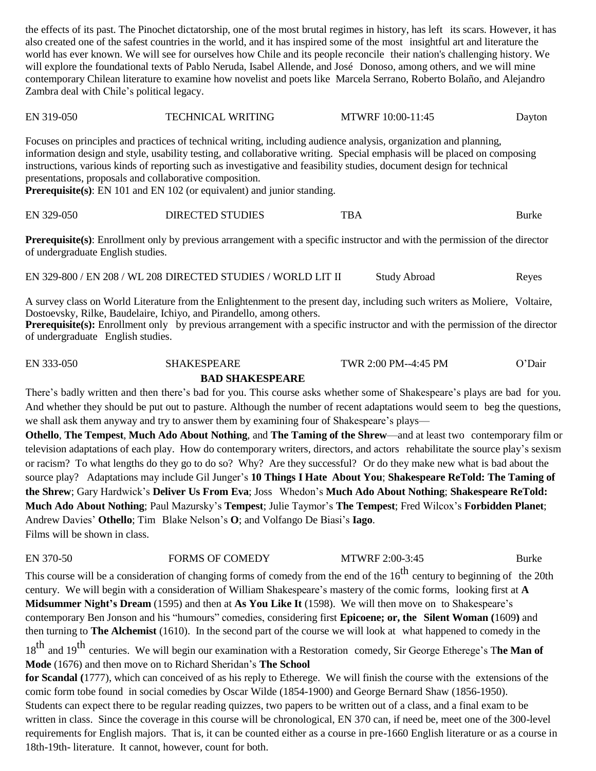the effects of its past. The Pinochet dictatorship, one of the most brutal regimes in history, has left its scars. However, it has also created one of the safest countries in the world, and it has inspired some of the most insightful art and literature the world has ever known. We will see for ourselves how Chile and its people reconcile their nation's challenging history. We will explore the foundational texts of Pablo Neruda, Isabel Allende, and José Donoso, among others, and we will mine contemporary Chilean literature to examine how novelist and poets like Marcela Serrano, Roberto Bolaño, and Alejandro Zambra deal with Chile's political legacy.

EN 319-050 TECHNICAL WRITING MTWRF 10:00-11:45 Dayton

Focuses on principles and practices of technical writing, including audience analysis, organization and planning, information design and style, usability testing, and collaborative writing. Special emphasis will be placed on composing instructions, various kinds of reporting such as investigative and feasibility studies, document design for technical presentations, proposals and collaborative composition.
**Prerequisite(s)**: EN 101 and EN 102 (or equivalent) and junior standing.

EN 329-050 DIRECTED STUDIES TBA Burke

**Prerequisite(s)**: Enrollment only by previous arrangement with a specific instructor and with the permission of the director of undergraduate English studies.

EN 329-800 / EN 208 / WL 208 DIRECTED STUDIES / WORLD LIT II Study Abroad Reyes

A survey class on World Literature from the Enlightenment to the present day, including such writers as Moliere, Voltaire, Dostoevsky, Rilke, Baudelaire, Ichiyo, and Pirandello, among others.
**Prerequisite(s):** Enrollment only by previous arrangement with a specific instructor and with the permission of the director of undergraduate English studies.

EN 333-050 SHAKESPEARE TWR 2:00 PM--4:45 PM O'Dair

**BAD SHAKESPEARE**

There's badly written and then there's bad for you. This course asks whether some of Shakespeare's plays are bad for you. And whether they should be put out to pasture. Although the number of recent adaptations would seem to beg the questions, we shall ask them anyway and try to answer them by examining four of Shakespeare's plays—
**Othello**, **The Tempest**, **Much Ado About Nothing**, and **The Taming of the Shrew**—and at least two contemporary film or television adaptations of each play. How do contemporary writers, directors, and actors rehabilitate the source play's sexism or racism? To what lengths do they go to do so? Why? Are they successful? Or do they make new what is bad about the source play? Adaptations may include Gil Junger's **10 Things I Hate About You**; **Shakespeare ReTold: The Taming of the Shrew**; Gary Hardwick's **Deliver Us From Eva**; Joss Whedon's **Much Ado About Nothing**; **Shakespeare ReTold: Much Ado About Nothing**; Paul Mazursky's **Tempest**; Julie Taymor's **The Tempest**; Fred Wilcox's **Forbidden Planet**; Andrew Davies' **Othello**; Tim Blake Nelson's **O**; and Volfango De Biasi's **Iago**.
Films will be shown in class.

EN 370-50 FORMS OF COMEDY MTWRF 2:00-3:45 Burke

This course will be a consideration of changing forms of comedy from the end of the 16th century to beginning of the 20th century. We will begin with a consideration of William Shakespeare's mastery of the comic forms, looking first at **A Midsummer Night's Dream** (1595) and then at **As You Like It** (1598). We will then move on to Shakespeare's contemporary Ben Jonson and his "humours" comedies, considering first **Epicoene; or, the Silent Woman (**1609**)** and then turning to **The Alchemist** (1610). In the second part of the course we will look at what happened to comedy in the 18th and 19th centuries. We will begin our examination with a Restoration comedy, Sir George Etherege's T**he Man of Mode** (1676) and then move on to Richard Sheridan's **The School for Scandal (**1777), which can conceived of as his reply to Etherege. We will finish the course with the extensions of the comic form tobe found in social comedies by Oscar Wilde (1854-1900) and George Bernard Shaw (1856-1950). Students can expect there to be regular reading quizzes, two papers to be written out of a class, and a final exam to be written in class. Since the coverage in this course will be chronological, EN 370 can, if need be, meet one of the 300-level requirements for English majors. That is, it can be counted either as a course in pre-1660 English literature or as a course in 18th-19th- literature. It cannot, however, count for both.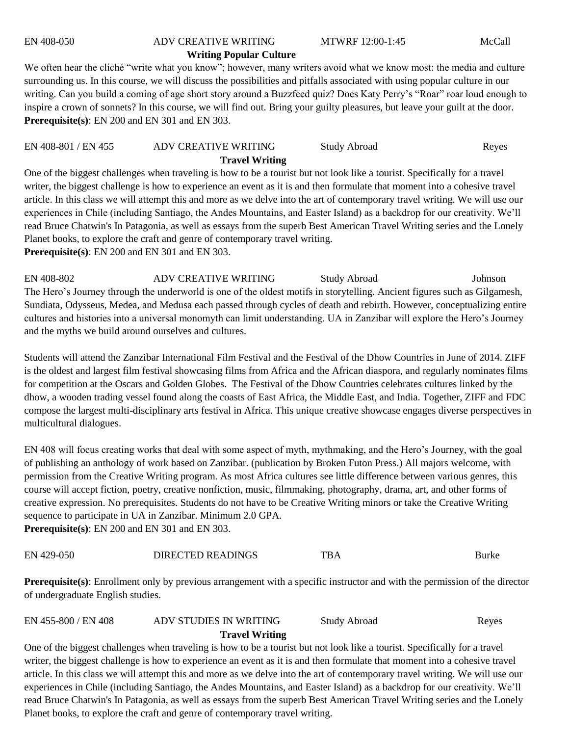EN 408-050 ADV CREATIVE WRITING MTWRF 12:00-1:45 McCall

**Writing Popular Culture**

We often hear the cliché "write what you know"; however, many writers avoid what we know most: the media and culture surrounding us. In this course, we will discuss the possibilities and pitfalls associated with using popular culture in our writing. Can you build a coming of age short story around a Buzzfeed quiz? Does Katy Perry's "Roar" roar loud enough to inspire a crown of sonnets? In this course, we will find out. Bring your guilty pleasures, but leave your guilt at the door.

**Prerequisite(s)**: EN 200 and EN 301 and EN 303.

EN 408-801 / EN 455 ADV CREATIVE WRITING Study Abroad Reyes

**Travel Writing**

One of the biggest challenges when traveling is how to be a tourist but not look like a tourist. Specifically for a travel writer, the biggest challenge is how to experience an event as it is and then formulate that moment into a cohesive travel article. In this class we will attempt this and more as we delve into the art of contemporary travel writing. We will use our experiences in Chile (including Santiago, the Andes Mountains, and Easter Island) as a backdrop for our creativity. We'll read Bruce Chatwin's In Patagonia, as well as essays from the superb Best American Travel Writing series and the Lonely Planet books, to explore the craft and genre of contemporary travel writing.

**Prerequisite(s)**: EN 200 and EN 301 and EN 303.

EN 408-802 ADV CREATIVE WRITING Study Abroad Johnson

The Hero's Journey through the underworld is one of the oldest motifs in storytelling. Ancient figures such as Gilgamesh, Sundiata, Odysseus, Medea, and Medusa each passed through cycles of death and rebirth. However, conceptualizing entire cultures and histories into a universal monomyth can limit understanding. UA in Zanzibar will explore the Hero's Journey and the myths we build around ourselves and cultures.

Students will attend the Zanzibar International Film Festival and the Festival of the Dhow Countries in June of 2014. ZIFF is the oldest and largest film festival showcasing films from Africa and the African diaspora, and regularly nominates films for competition at the Oscars and Golden Globes. The Festival of the Dhow Countries celebrates cultures linked by the dhow, a wooden trading vessel found along the coasts of East Africa, the Middle East, and India. Together, ZIFF and FDC compose the largest multi-disciplinary arts festival in Africa. This unique creative showcase engages diverse perspectives in multicultural dialogues.

EN 408 will focus creating works that deal with some aspect of myth, mythmaking, and the Hero's Journey, with the goal of publishing an anthology of work based on Zanzibar. (publication by Broken Futon Press.) All majors welcome, with permission from the Creative Writing program. As most Africa cultures see little difference between various genres, this course will accept fiction, poetry, creative nonfiction, music, filmmaking, photography, drama, art, and other forms of creative expression. No prerequisites. Students do not have to be Creative Writing minors or take the Creative Writing sequence to participate in UA in Zanzibar. Minimum 2.0 GPA.

**Prerequisite(s)**: EN 200 and EN 301 and EN 303.

EN 429-050 DIRECTED READINGS TBA Burke

**Prerequisite(s)**: Enrollment only by previous arrangement with a specific instructor and with the permission of the director of undergraduate English studies.

EN 455-800 / EN 408 ADV STUDIES IN WRITING Study Abroad Reyes

**Travel Writing**

One of the biggest challenges when traveling is how to be a tourist but not look like a tourist. Specifically for a travel writer, the biggest challenge is how to experience an event as it is and then formulate that moment into a cohesive travel article. In this class we will attempt this and more as we delve into the art of contemporary travel writing. We will use our experiences in Chile (including Santiago, the Andes Mountains, and Easter Island) as a backdrop for our creativity. We'll read Bruce Chatwin's In Patagonia, as well as essays from the superb Best American Travel Writing series and the Lonely Planet books, to explore the craft and genre of contemporary travel writing.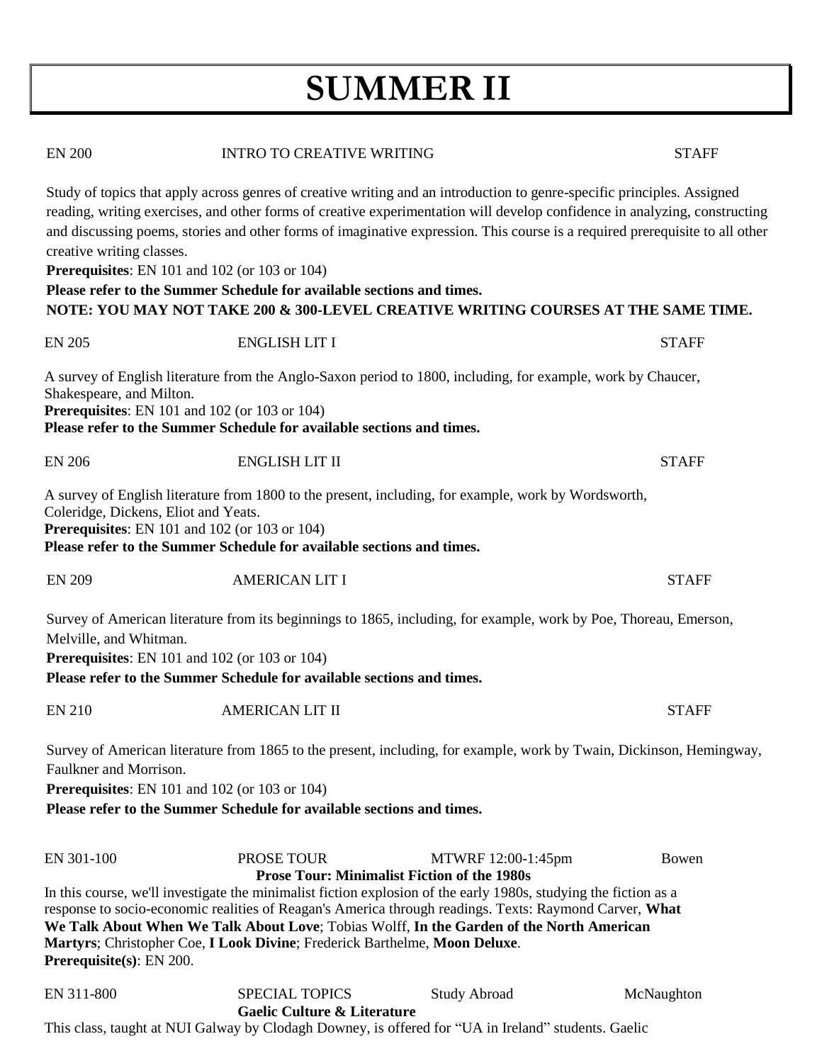# SUMMER II

EN 200 INTRO TO CREATIVE WRITING STAFF

Study of topics that apply across genres of creative writing and an introduction to genre-specific principles. Assigned reading, writing exercises, and other forms of creative experimentation will develop confidence in analyzing, constructing and discussing poems, stories and other forms of imaginative expression. This course is a required prerequisite to all other creative writing classes.

**Prerequisites**: EN 101 and 102 (or 103 or 104)

**Please refer to the Summer Schedule for available sections and times.**

**NOTE: YOU MAY NOT TAKE 200 & 300-LEVEL CREATIVE WRITING COURSES AT THE SAME TIME.**

EN 205 ENGLISH LIT I STAFF

A survey of English literature from the Anglo-Saxon period to 1800, including, for example, work by Chaucer, Shakespeare, and Milton.

**Prerequisites**: EN 101 and 102 (or 103 or 104)

**Please refer to the Summer Schedule for available sections and times.**

EN 206 ENGLISH LIT II STAFF

A survey of English literature from 1800 to the present, including, for example, work by Wordsworth, Coleridge, Dickens, Eliot and Yeats.

**Prerequisites**: EN 101 and 102 (or 103 or 104)

**Please refer to the Summer Schedule for available sections and times.**

EN 209 AMERICAN LIT I STAFF

Survey of American literature from its beginnings to 1865, including, for example, work by Poe, Thoreau, Emerson, Melville, and Whitman.

**Prerequisites**: EN 101 and 102 (or 103 or 104)

**Please refer to the Summer Schedule for available sections and times.**

EN 210 AMERICAN LIT II STAFF

Survey of American literature from 1865 to the present, including, for example, work by Twain, Dickinson, Hemingway, Faulkner and Morrison.

**Prerequisites**: EN 101 and 102 (or 103 or 104)

**Please refer to the Summer Schedule for available sections and times.**

EN 301-100 PROSE TOUR MTWRF 12:00-1:45pm Bowen

**Prose Tour: Minimalist Fiction of the 1980s**

In this course, we'll investigate the minimalist fiction explosion of the early 1980s, studying the fiction as a response to socio-economic realities of Reagan's America through readings. Texts: Raymond Carver, **What We Talk About When We Talk About Love**; Tobias Wolff, **In the Garden of the North American Martyrs**; Christopher Coe, **I Look Divine**; Frederick Barthelme, **Moon Deluxe**.

**Prerequisite(s)**: EN 200.

EN 311-800 SPECIAL TOPICS Study Abroad McNaughton

**Gaelic Culture & Literature**

This class, taught at NUI Galway by Clodagh Downey, is offered for "UA in Ireland" students. Gaelic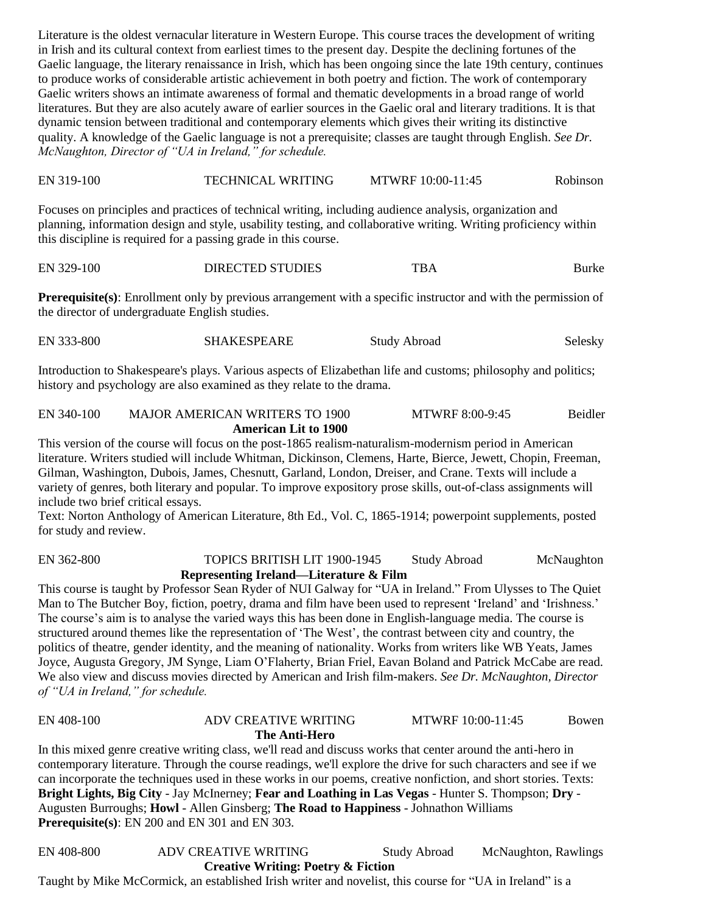Literature is the oldest vernacular literature in Western Europe. This course traces the development of writing in Irish and its cultural context from earliest times to the present day. Despite the declining fortunes of the Gaelic language, the literary renaissance in Irish, which has been ongoing since the late 19th century, continues to produce works of considerable artistic achievement in both poetry and fiction. The work of contemporary Gaelic writers shows an intimate awareness of formal and thematic developments in a broad range of world literatures. But they are also acutely aware of earlier sources in the Gaelic oral and literary traditions. It is that dynamic tension between traditional and contemporary elements which gives their writing its distinctive quality. A knowledge of the Gaelic language is not a prerequisite; classes are taught through English. *See Dr. McNaughton, Director of "UA in Ireland," for schedule.*

EN 319-100 | TECHNICAL WRITING | MTWRF 10:00-11:45 | Robinson

Focuses on principles and practices of technical writing, including audience analysis, organization and planning, information design and style, usability testing, and collaborative writing. Writing proficiency within this discipline is required for a passing grade in this course.

EN 329-100 | DIRECTED STUDIES | TBA | Burke

**Prerequisite(s)**: Enrollment only by previous arrangement with a specific instructor and with the permission of the director of undergraduate English studies.

EN 333-800 | SHAKESPEARE | Study Abroad | Selesky

Introduction to Shakespeare's plays. Various aspects of Elizabethan life and customs; philosophy and politics; history and psychology are also examined as they relate to the drama.

EN 340-100 | MAJOR AMERICAN WRITERS TO 1900 | MTWRF 8:00-9:45 | Beidler

**American Lit to 1900**

This version of the course will focus on the post-1865 realism-naturalism-modernism period in American literature. Writers studied will include Whitman, Dickinson, Clemens, Harte, Bierce, Jewett, Chopin, Freeman, Gilman, Washington, Dubois, James, Chesnutt, Garland, London, Dreiser, and Crane. Texts will include a variety of genres, both literary and popular. To improve expository prose skills, out-of-class assignments will include two brief critical essays.

Text: Norton Anthology of American Literature, 8th Ed., Vol. C, 1865-1914; powerpoint supplements, posted for study and review.

EN 362-800 | TOPICS BRITISH LIT 1900-1945 | Study Abroad | McNaughton

**Representing Ireland—Literature & Film**

This course is taught by Professor Sean Ryder of NUI Galway for "UA in Ireland." From Ulysses to The Quiet Man to The Butcher Boy, fiction, poetry, drama and film have been used to represent 'Ireland' and 'Irishness.' The course's aim is to analyse the varied ways this has been done in English-language media. The course is structured around themes like the representation of 'The West', the contrast between city and country, the politics of theatre, gender identity, and the meaning of nationality. Works from writers like WB Yeats, James Joyce, Augusta Gregory, JM Synge, Liam O'Flaherty, Brian Friel, Eavan Boland and Patrick McCabe are read. We also view and discuss movies directed by American and Irish film-makers. *See Dr. McNaughton, Director of "UA in Ireland," for schedule.*

EN 408-100 | ADV CREATIVE WRITING | MTWRF 10:00-11:45 | Bowen

**The Anti-Hero**

In this mixed genre creative writing class, we'll read and discuss works that center around the anti-hero in contemporary literature. Through the course readings, we'll explore the drive for such characters and see if we can incorporate the techniques used in these works in our poems, creative nonfiction, and short stories. Texts: **Bright Lights, Big City** - Jay McInerney; **Fear and Loathing in Las Vegas** - Hunter S. Thompson; **Dry** - Augusten Burroughs; **Howl** - Allen Ginsberg; **The Road to Happiness** - Johnathon Williams

**Prerequisite(s)**: EN 200 and EN 301 and EN 303.

EN 408-800 | ADV CREATIVE WRITING | Study Abroad | McNaughton, Rawlings

**Creative Writing: Poetry & Fiction**

Taught by Mike McCormick, an established Irish writer and novelist, this course for "UA in Ireland" is a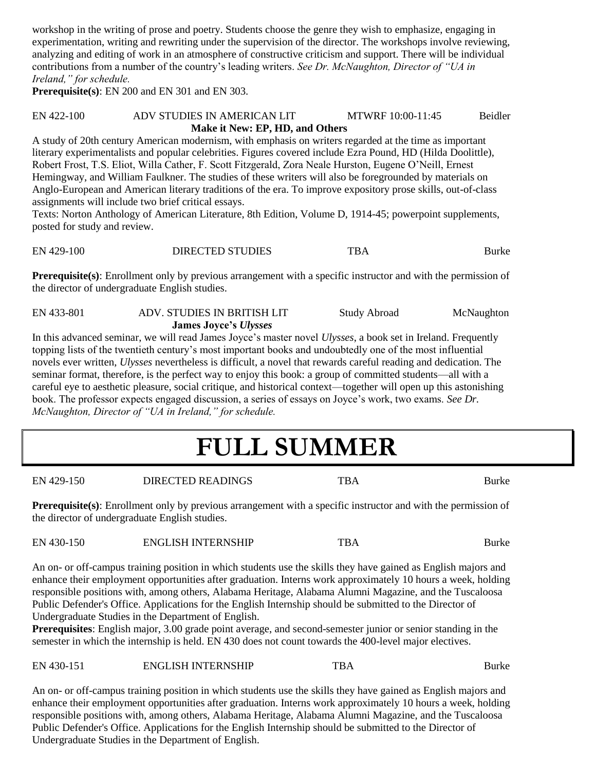workshop in the writing of prose and poetry. Students choose the genre they wish to emphasize, engaging in experimentation, writing and rewriting under the supervision of the director. The workshops involve reviewing, analyzing and editing of work in an atmosphere of constructive criticism and support. There will be individual contributions from a number of the country's leading writers. *See Dr. McNaughton, Director of "UA in Ireland," for schedule.*

**Prerequisite(s)**: EN 200 and EN 301 and EN 303.

EN 422-100 | ADV STUDIES IN AMERICAN LIT | MTWRF 10:00-11:45 | Beidler

**Make it New: EP, HD, and Others**

A study of 20th century American modernism, with emphasis on writers regarded at the time as important literary experimentalists and popular celebrities. Figures covered include Ezra Pound, HD (Hilda Doolittle), Robert Frost, T.S. Eliot, Willa Cather, F. Scott Fitzgerald, Zora Neale Hurston, Eugene O'Neill, Ernest Hemingway, and William Faulkner. The studies of these writers will also be foregrounded by materials on Anglo-European and American literary traditions of the era. To improve expository prose skills, out-of-class assignments will include two brief critical essays.

Texts: Norton Anthology of American Literature, 8th Edition, Volume D, 1914-45; powerpoint supplements, posted for study and review.

EN 429-100 | DIRECTED STUDIES | TBA | Burke

**Prerequisite(s)**: Enrollment only by previous arrangement with a specific instructor and with the permission of the director of undergraduate English studies.

EN 433-801 | ADV. STUDIES IN BRITISH LIT | Study Abroad | McNaughton

**James Joyce's *Ulysses***

In this advanced seminar, we will read James Joyce's master novel *Ulysses*, a book set in Ireland. Frequently topping lists of the twentieth century's most important books and undoubtedly one of the most influential novels ever written, *Ulysses* nevertheless is difficult, a novel that rewards careful reading and dedication. The seminar format, therefore, is the perfect way to enjoy this book: a group of committed students—all with a careful eye to aesthetic pleasure, social critique, and historical context—together will open up this astonishing book. The professor expects engaged discussion, a series of essays on Joyce's work, two exams. *See Dr. McNaughton, Director of "UA in Ireland," for schedule.*

# FULL SUMMER

EN 429-150 | DIRECTED READINGS | TBA | Burke

**Prerequisite(s)**: Enrollment only by previous arrangement with a specific instructor and with the permission of the director of undergraduate English studies.

EN 430-150 | ENGLISH INTERNSHIP | TBA | Burke

An on- or off-campus training position in which students use the skills they have gained as English majors and enhance their employment opportunities after graduation. Interns work approximately 10 hours a week, holding responsible positions with, among others, Alabama Heritage, Alabama Alumni Magazine, and the Tuscaloosa Public Defender's Office. Applications for the English Internship should be submitted to the Director of Undergraduate Studies in the Department of English.

**Prerequisites**: English major, 3.00 grade point average, and second-semester junior or senior standing in the semester in which the internship is held. EN 430 does not count towards the 400-level major electives.

EN 430-151 | ENGLISH INTERNSHIP | TBA | Burke

An on- or off-campus training position in which students use the skills they have gained as English majors and enhance their employment opportunities after graduation. Interns work approximately 10 hours a week, holding responsible positions with, among others, Alabama Heritage, Alabama Alumni Magazine, and the Tuscaloosa Public Defender's Office. Applications for the English Internship should be submitted to the Director of Undergraduate Studies in the Department of English.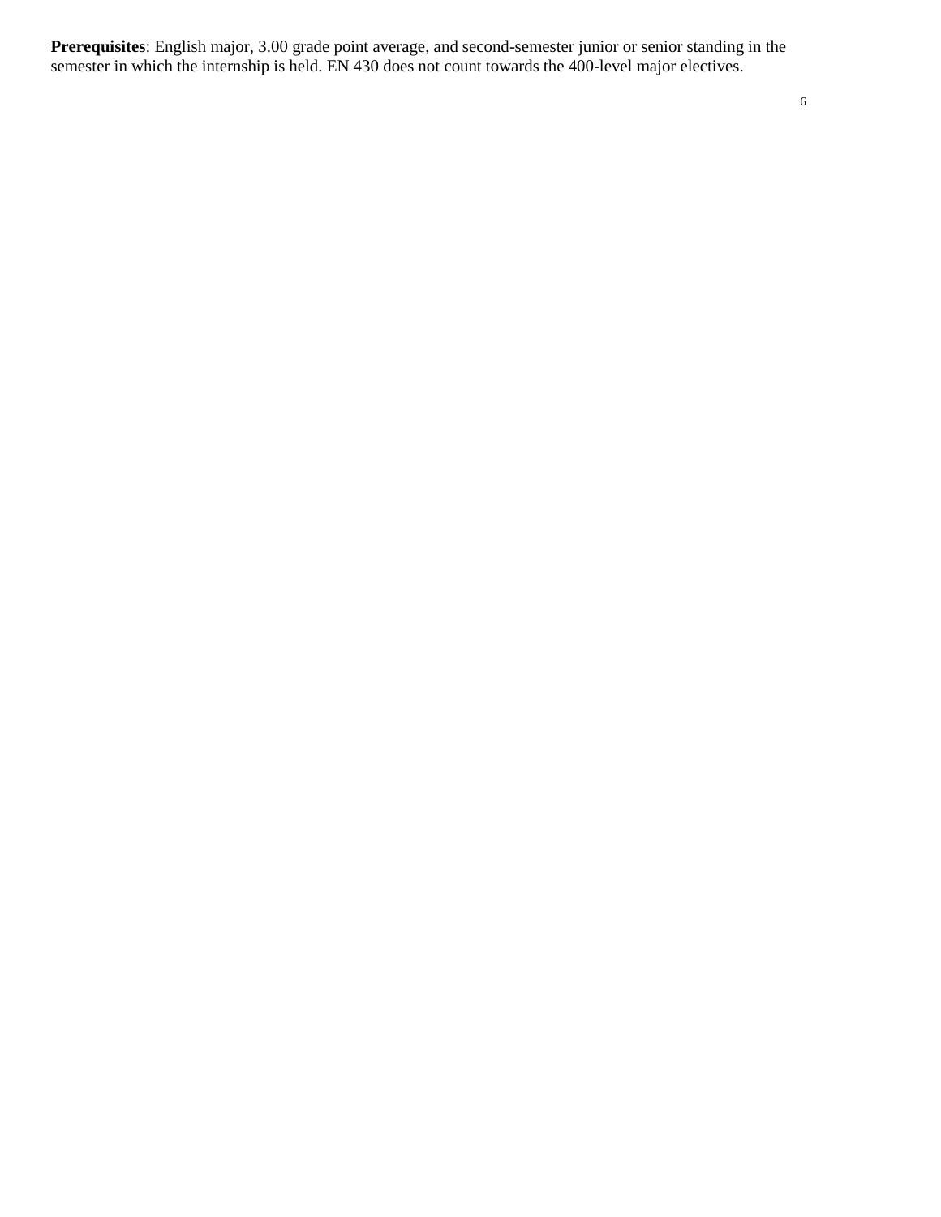**Prerequisites**: English major, 3.00 grade point average, and second-semester junior or senior standing in the semester in which the internship is held. EN 430 does not count towards the 400-level major electives.